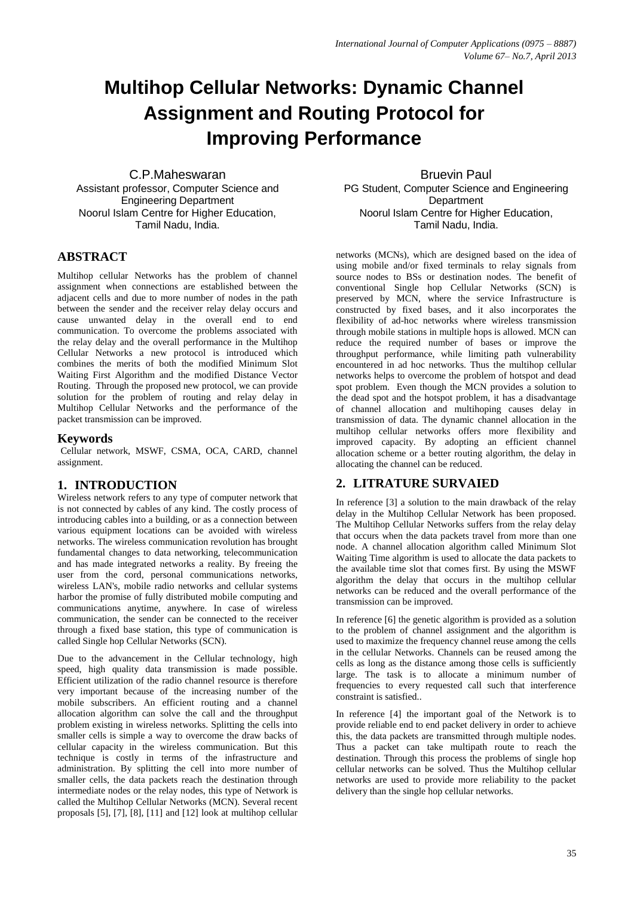# Multihop Cellular Networks: Dynamic Channel Assignment and Routing Protocol for Improving Performance

C.P.Maheswaran
Assistant professor, Computer Science and Engineering Department
Noorul Islam Centre for Higher Education, Tamil Nadu, India.

Bruevin Paul
PG Student, Computer Science and Engineering Department
Noorul Islam Centre for Higher Education, Tamil Nadu, India.

## ABSTRACT

Multihop cellular Networks has the problem of channel assignment when connections are established between the adjacent cells and due to more number of nodes in the path between the sender and the receiver relay delay occurs and cause unwanted delay in the overall end to end communication. To overcome the problems associated with the relay delay and the overall performance in the Multihop Cellular Networks a new protocol is introduced which combines the merits of both the modified Minimum Slot Waiting First Algorithm and the modified Distance Vector Routing. Through the proposed new protocol, we can provide solution for the problem of routing and relay delay in Multihop Cellular Networks and the performance of the packet transmission can be improved.

### Keywords

Cellular network, MSWF, CSMA, OCA, CARD, channel assignment.

## 1. INTRODUCTION

Wireless network refers to any type of computer network that is not connected by cables of any kind. The costly process of introducing cables into a building, or as a connection between various equipment locations can be avoided with wireless networks. The wireless communication revolution has brought fundamental changes to data networking, telecommunication and has made integrated networks a reality. By freeing the user from the cord, personal communications networks, wireless LAN's, mobile radio networks and cellular systems harbor the promise of fully distributed mobile computing and communications anytime, anywhere. In case of wireless communication, the sender can be connected to the receiver through a fixed base station, this type of communication is called Single hop Cellular Networks (SCN).

Due to the advancement in the Cellular technology, high speed, high quality data transmission is made possible. Efficient utilization of the radio channel resource is therefore very important because of the increasing number of the mobile subscribers. An efficient routing and a channel allocation algorithm can solve the call and the throughput problem existing in wireless networks. Splitting the cells into smaller cells is simple a way to overcome the draw backs of cellular capacity in the wireless communication. But this technique is costly in terms of the infrastructure and administration. By splitting the cell into more number of smaller cells, the data packets reach the destination through intermediate nodes or the relay nodes, this type of Network is called the Multihop Cellular Networks (MCN). Several recent proposals [5], [7], [8], [11] and [12] look at multihop cellular networks (MCNs), which are designed based on the idea of using mobile and/or fixed terminals to relay signals from source nodes to BSs or destination nodes. The benefit of conventional Single hop Cellular Networks (SCN) is preserved by MCN, where the service Infrastructure is constructed by fixed bases, and it also incorporates the flexibility of ad-hoc networks where wireless transmission through mobile stations in multiple hops is allowed. MCN can reduce the required number of bases or improve the throughput performance, while limiting path vulnerability encountered in ad hoc networks. Thus the multihop cellular networks helps to overcome the problem of hotspot and dead spot problem. Even though the MCN provides a solution to the dead spot and the hotspot problem, it has a disadvantage of channel allocation and multihoping causes delay in transmission of data. The dynamic channel allocation in the multihop cellular networks offers more flexibility and improved capacity. By adopting an efficient channel allocation scheme or a better routing algorithm, the delay in allocating the channel can be reduced.

## 2. LITRATURE SURVAIED

In reference [3] a solution to the main drawback of the relay delay in the Multihop Cellular Network has been proposed. The Multihop Cellular Networks suffers from the relay delay that occurs when the data packets travel from more than one node. A channel allocation algorithm called Minimum Slot Waiting Time algorithm is used to allocate the data packets to the available time slot that comes first. By using the MSWF algorithm the delay that occurs in the multihop cellular networks can be reduced and the overall performance of the transmission can be improved.

In reference [6] the genetic algorithm is provided as a solution to the problem of channel assignment and the algorithm is used to maximize the frequency channel reuse among the cells in the cellular Networks. Channels can be reused among the cells as long as the distance among those cells is sufficiently large. The task is to allocate a minimum number of frequencies to every requested call such that interference constraint is satisfied..

In reference [4] the important goal of the Network is to provide reliable end to end packet delivery in order to achieve this, the data packets are transmitted through multiple nodes. Thus a packet can take multipath route to reach the destination. Through this process the problems of single hop cellular networks can be solved. Thus the Multihop cellular networks are used to provide more reliability to the packet delivery than the single hop cellular networks.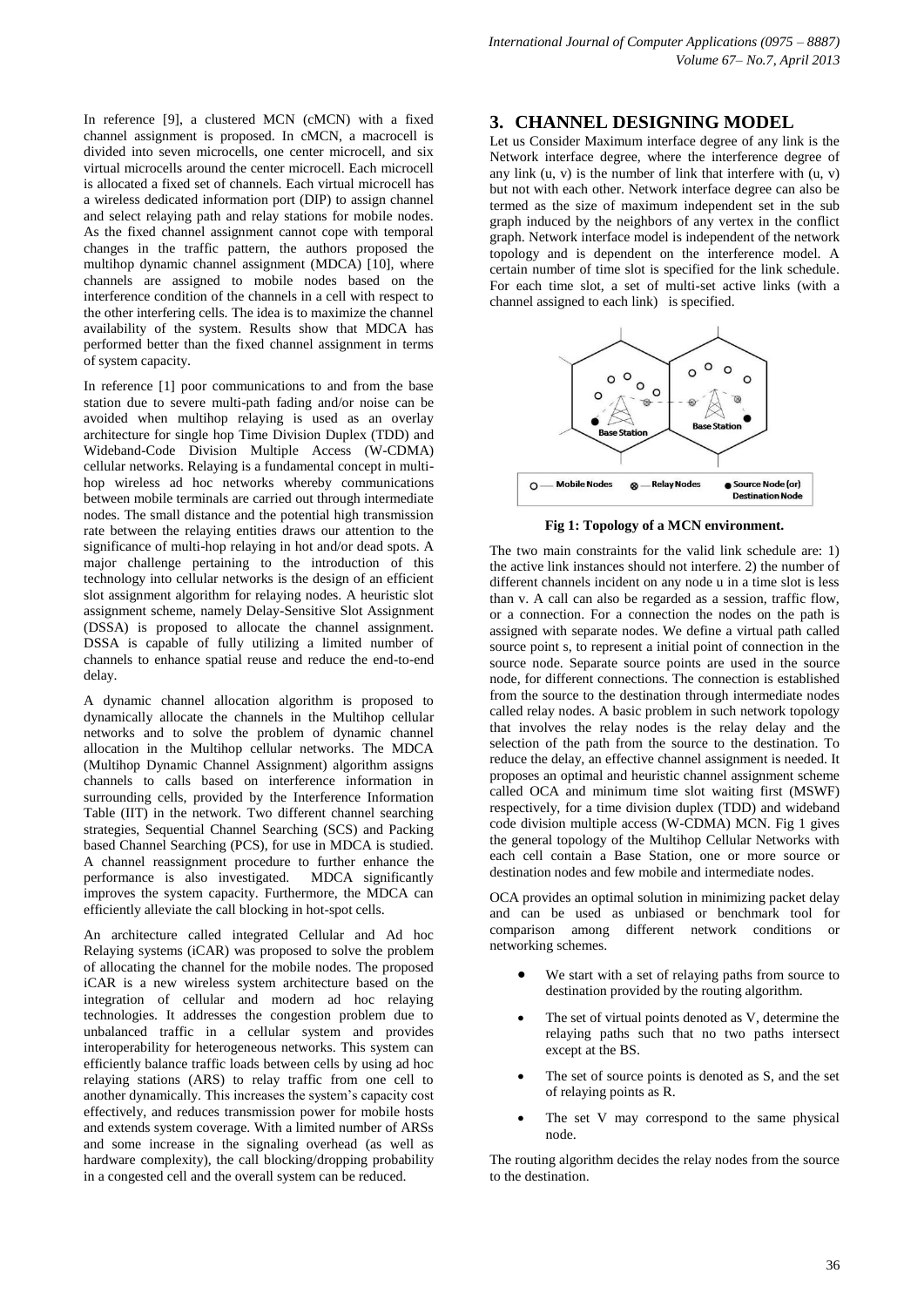In reference [9], a clustered MCN (cMCN) with a fixed channel assignment is proposed. In cMCN, a macrocell is divided into seven microcells, one center microcell, and six virtual microcells around the center microcell. Each microcell is allocated a fixed set of channels. Each virtual microcell has a wireless dedicated information port (DIP) to assign channel and select relaying path and relay stations for mobile nodes. As the fixed channel assignment cannot cope with temporal changes in the traffic pattern, the authors proposed the multihop dynamic channel assignment (MDCA) [10], where channels are assigned to mobile nodes based on the interference condition of the channels in a cell with respect to the other interfering cells. The idea is to maximize the channel availability of the system. Results show that MDCA has performed better than the fixed channel assignment in terms of system capacity.

In reference [1] poor communications to and from the base station due to severe multi-path fading and/or noise can be avoided when multihop relaying is used as an overlay architecture for single hop Time Division Duplex (TDD) and Wideband-Code Division Multiple Access (W-CDMA) cellular networks. Relaying is a fundamental concept in multi-hop wireless ad hoc networks whereby communications between mobile terminals are carried out through intermediate nodes. The small distance and the potential high transmission rate between the relaying entities draws our attention to the significance of multi-hop relaying in hot and/or dead spots. A major challenge pertaining to the introduction of this technology into cellular networks is the design of an efficient slot assignment algorithm for relaying nodes. A heuristic slot assignment scheme, namely Delay-Sensitive Slot Assignment (DSSA) is proposed to allocate the channel assignment. DSSA is capable of fully utilizing a limited number of channels to enhance spatial reuse and reduce the end-to-end delay.

A dynamic channel allocation algorithm is proposed to dynamically allocate the channels in the Multihop cellular networks and to solve the problem of dynamic channel allocation in the Multihop cellular networks. The MDCA (Multihop Dynamic Channel Assignment) algorithm assigns channels to calls based on interference information in surrounding cells, provided by the Interference Information Table (IIT) in the network. Two different channel searching strategies, Sequential Channel Searching (SCS) and Packing based Channel Searching (PCS), for use in MDCA is studied. A channel reassignment procedure to further enhance the performance is also investigated. MDCA significantly improves the system capacity. Furthermore, the MDCA can efficiently alleviate the call blocking in hot-spot cells.

An architecture called integrated Cellular and Ad hoc Relaying systems (iCAR) was proposed to solve the problem of allocating the channel for the mobile nodes. The proposed iCAR is a new wireless system architecture based on the integration of cellular and modern ad hoc relaying technologies. It addresses the congestion problem due to unbalanced traffic in a cellular system and provides interoperability for heterogeneous networks. This system can efficiently balance traffic loads between cells by using ad hoc relaying stations (ARS) to relay traffic from one cell to another dynamically. This increases the system's capacity cost effectively, and reduces transmission power for mobile hosts and extends system coverage. With a limited number of ARSs and some increase in the signaling overhead (as well as hardware complexity), the call blocking/dropping probability in a congested cell and the overall system can be reduced.

## 3. CHANNEL DESIGNING MODEL

Let us Consider Maximum interface degree of any link is the Network interface degree, where the interference degree of any link (u, v) is the number of link that interfere with (u, v) but not with each other. Network interface degree can also be termed as the size of maximum independent set in the sub graph induced by the neighbors of any vertex in the conflict graph. Network interface model is independent of the network topology and is dependent on the interference model. A certain number of time slot is specified for the link schedule. For each time slot, a set of multi-set active links (with a channel assigned to each link) is specified.

**Fig 1: Topology of a MCN environment.**

The two main constraints for the valid link schedule are: 1) the active link instances should not interfere. 2) the number of different channels incident on any node u in a time slot is less than v. A call can also be regarded as a session, traffic flow, or a connection. For a connection the nodes on the path is assigned with separate nodes. We define a virtual path called source point s, to represent a initial point of connection in the source node. Separate source points are used in the source node, for different connections. The connection is established from the source to the destination through intermediate nodes called relay nodes. A basic problem in such network topology that involves the relay nodes is the relay delay and the selection of the path from the source to the destination. To reduce the delay, an effective channel assignment is needed. It proposes an optimal and heuristic channel assignment scheme called OCA and minimum time slot waiting first (MSWF) respectively, for a time division duplex (TDD) and wideband code division multiple access (W-CDMA) MCN. Fig 1 gives the general topology of the Multihop Cellular Networks with each cell contain a Base Station, one or more source or destination nodes and few mobile and intermediate nodes.

OCA provides an optimal solution in minimizing packet delay and can be used as unbiased or benchmark tool for comparison among different network conditions or networking schemes.

- We start with a set of relaying paths from source to destination provided by the routing algorithm.
- The set of virtual points denoted as V, determine the relaying paths such that no two paths intersect except at the BS.
- The set of source points is denoted as S, and the set of relaying points as R.
- The set V may correspond to the same physical node.

The routing algorithm decides the relay nodes from the source to the destination.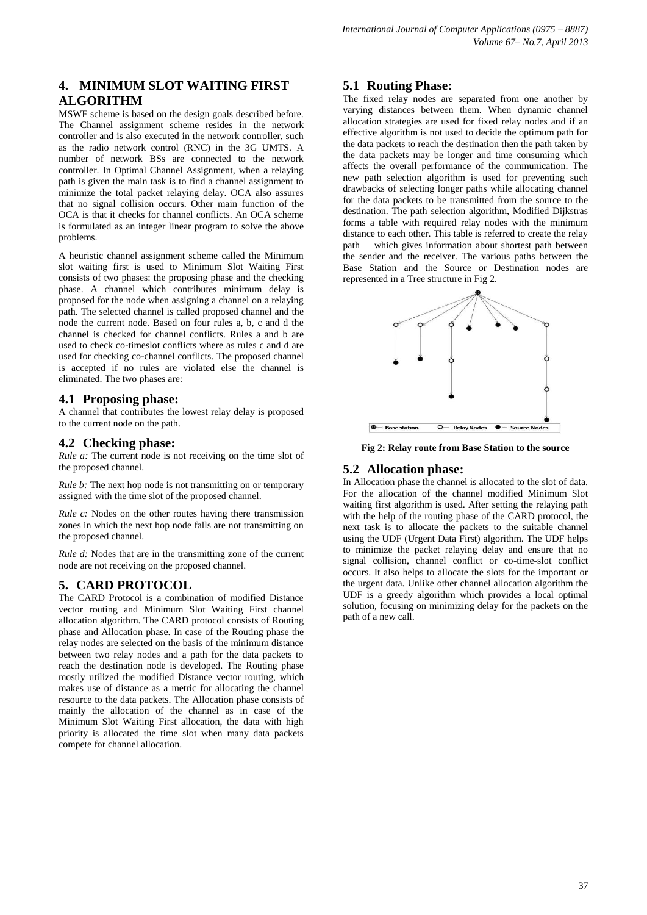## 4. MINIMUM SLOT WAITING FIRST ALGORITHM

MSWF scheme is based on the design goals described before. The Channel assignment scheme resides in the network controller and is also executed in the network controller, such as the radio network control (RNC) in the 3G UMTS. A number of network BSs are connected to the network controller. In Optimal Channel Assignment, when a relaying path is given the main task is to find a channel assignment to minimize the total packet relaying delay. OCA also assures that no signal collision occurs. Other main function of the OCA is that it checks for channel conflicts. An OCA scheme is formulated as an integer linear program to solve the above problems.

A heuristic channel assignment scheme called the Minimum slot waiting first is used to Minimum Slot Waiting First consists of two phases: the proposing phase and the checking phase. A channel which contributes minimum delay is proposed for the node when assigning a channel on a relaying path. The selected channel is called proposed channel and the node the current node. Based on four rules a, b, c and d the channel is checked for channel conflicts. Rules a and b are used to check co-timeslot conflicts where as rules c and d are used for checking co-channel conflicts. The proposed channel is accepted if no rules are violated else the channel is eliminated. The two phases are:

### 4.1 Proposing phase:

A channel that contributes the lowest relay delay is proposed to the current node on the path.

### 4.2 Checking phase:

*Rule a:* The current node is not receiving on the time slot of the proposed channel.

*Rule b:* The next hop node is not transmitting on or temporary assigned with the time slot of the proposed channel.

*Rule c:* Nodes on the other routes having there transmission zones in which the next hop node falls are not transmitting on the proposed channel.

*Rule d:* Nodes that are in the transmitting zone of the current node are not receiving on the proposed channel.

## 5. CARD PROTOCOL

The CARD Protocol is a combination of modified Distance vector routing and Minimum Slot Waiting First channel allocation algorithm. The CARD protocol consists of Routing phase and Allocation phase. In case of the Routing phase the relay nodes are selected on the basis of the minimum distance between two relay nodes and a path for the data packets to reach the destination node is developed. The Routing phase mostly utilized the modified Distance vector routing, which makes use of distance as a metric for allocating the channel resource to the data packets. The Allocation phase consists of mainly the allocation of the channel as in case of the Minimum Slot Waiting First allocation, the data with high priority is allocated the time slot when many data packets compete for channel allocation.

### 5.1 Routing Phase:

The fixed relay nodes are separated from one another by varying distances between them. When dynamic channel allocation strategies are used for fixed relay nodes and if an effective algorithm is not used to decide the optimum path for the data packets to reach the destination then the path taken by the data packets may be longer and time consuming which affects the overall performance of the communication. The new path selection algorithm is used for preventing such drawbacks of selecting longer paths while allocating channel for the data packets to be transmitted from the source to the destination. The path selection algorithm, Modified Dijkstras forms a table with required relay nodes with the minimum distance to each other. This table is referred to create the relay path which gives information about shortest path between the sender and the receiver. The various paths between the Base Station and the Source or Destination nodes are represented in a Tree structure in Fig 2.

**Fig 2: Relay route from Base Station to the source**

### 5.2 Allocation phase:

In Allocation phase the channel is allocated to the slot of data. For the allocation of the channel modified Minimum Slot waiting first algorithm is used. After setting the relaying path with the help of the routing phase of the CARD protocol, the next task is to allocate the packets to the suitable channel using the UDF (Urgent Data First) algorithm. The UDF helps to minimize the packet relaying delay and ensure that no signal collision, channel conflict or co-time-slot conflict occurs. It also helps to allocate the slots for the important or the urgent data. Unlike other channel allocation algorithm the UDF is a greedy algorithm which provides a local optimal solution, focusing on minimizing delay for the packets on the path of a new call.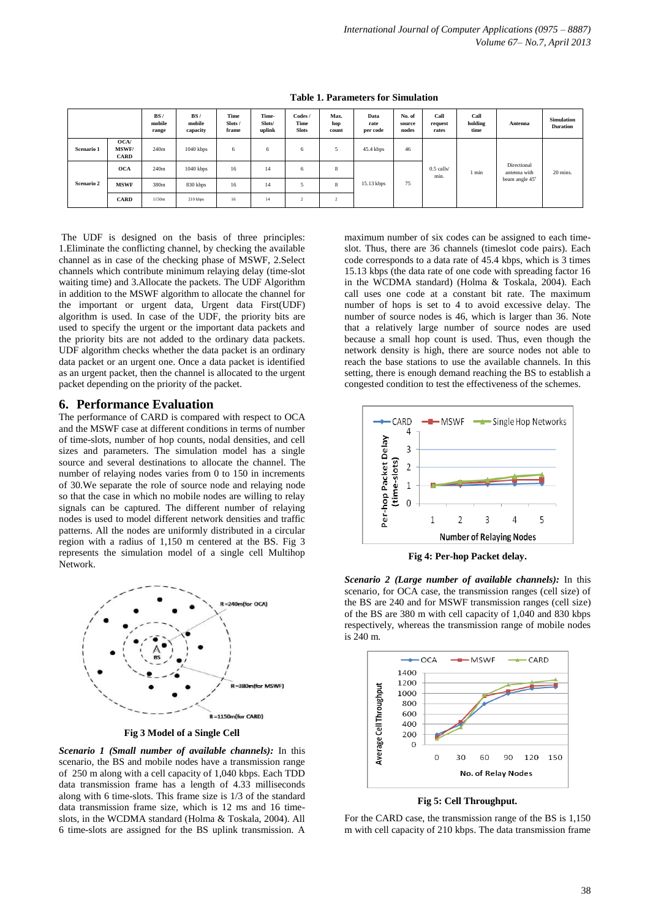**Table 1. Parameters for Simulation**

| | | BS / mobile range | BS / mobile capacity | Time Slots / frame | Time-Slots/ uplink | Codes / Time Slots | Max. hop count | Data rate per code | No. of source nodes | Call request rates | Call holding time | Antenna | Simulation Duration |
|---|---|---|---|---|---|---|---|---|---|---|---|---|---|
| Scenario 1 | OCA/ MSWF/ CARD | 240m | 1040 kbps | 6 | 6 | 6 | 5 | 45.4 kbps | 46 | 0.5 calls/ min. | 1 min | Directional antenna with beam angle 45° | 20 mins. |
| Scenario 2 | OCA | 240m | 1040 kbps | 16 | 14 | 6 | 8 | 15.13 kbps | 75 | | | | |
| | MSWF | 380m | 830 kbps | 16 | 14 | 5 | 8 | | | | | | |
| | CARD | 1150m | 210 kbps | 16 | 14 | 2 | 2 | | | | | | |

The UDF is designed on the basis of three principles: 1.Eliminate the conflicting channel, by checking the available channel as in case of the checking phase of MSWF, 2.Select channels which contribute minimum relaying delay (time-slot waiting time) and 3.Allocate the packets. The UDF Algorithm in addition to the MSWF algorithm to allocate the channel for the important or urgent data, Urgent data First(UDF) algorithm is used. In case of the UDF, the priority bits are used to specify the urgent or the important data packets and the priority bits are not added to the ordinary data packets. UDF algorithm checks whether the data packet is an ordinary data packet or an urgent one. Once a data packet is identified as an urgent packet, then the channel is allocated to the urgent packet depending on the priority of the packet.

## 6. Performance Evaluation

The performance of CARD is compared with respect to OCA and the MSWF case at different conditions in terms of number of time-slots, number of hop counts, nodal densities, and cell sizes and parameters. The simulation model has a single source and several destinations to allocate the channel. The number of relaying nodes varies from 0 to 150 in increments of 30.We separate the role of source node and relaying node so that the case in which no mobile nodes are willing to relay signals can be captured. The different number of relaying nodes is used to model different network densities and traffic patterns. All the nodes are uniformly distributed in a circular region with a radius of 1,150 m centered at the BS. Fig 3 represents the simulation model of a single cell Multihop Network.

**Fig 3 Model of a Single Cell**

***Scenario 1 (Small number of available channels):*** In this scenario, the BS and mobile nodes have a transmission range of 250 m along with a cell capacity of 1,040 kbps. Each TDD data transmission frame has a length of 4.33 milliseconds along with 6 time-slots. This frame size is 1/3 of the standard data transmission frame size, which is 12 ms and 16 time-slots, in the WCDMA standard (Holma & Toskala, 2004). All 6 time-slots are assigned for the BS uplink transmission. A maximum number of six codes can be assigned to each time-slot. Thus, there are 36 channels (timeslot code pairs). Each code corresponds to a data rate of 45.4 kbps, which is 3 times 15.13 kbps (the data rate of one code with spreading factor 16 in the WCDMA standard) (Holma & Toskala, 2004). Each call uses one code at a constant bit rate. The maximum number of hops is set to 4 to avoid excessive delay. The number of source nodes is 46, which is larger than 36. Note that a relatively large number of source nodes are used because a small hop count is used. Thus, even though the network density is high, there are source nodes not able to reach the base stations to use the available channels. In this setting, there is enough demand reaching the BS to establish a congested condition to test the effectiveness of the schemes.

**Fig 4: Per-hop Packet delay.**

***Scenario 2 (Large number of available channels):*** In this scenario, for OCA case, the transmission ranges (cell size) of the BS are 240 and for MSWF transmission ranges (cell size) of the BS are 380 m with cell capacity of 1,040 and 830 kbps respectively, whereas the transmission range of mobile nodes is 240 m.

**Fig 5: Cell Throughput.**

For the CARD case, the transmission range of the BS is 1,150 m with cell capacity of 210 kbps. The data transmission frame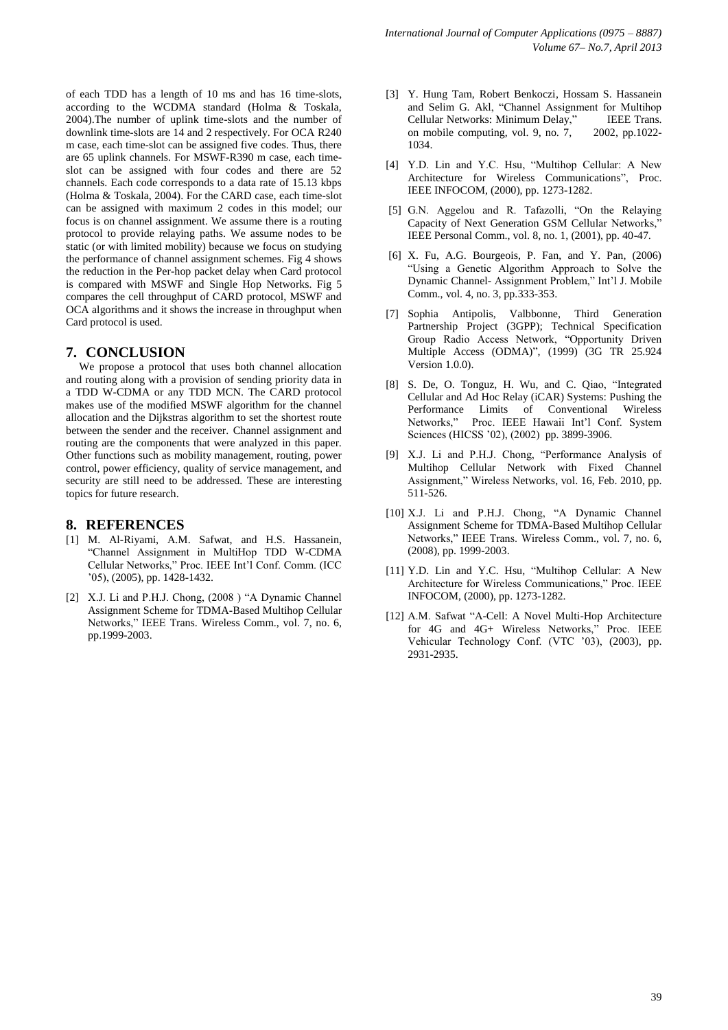of each TDD has a length of 10 ms and has 16 time-slots, according to the WCDMA standard (Holma & Toskala, 2004).The number of uplink time-slots and the number of downlink time-slots are 14 and 2 respectively. For OCA R240 m case, each time-slot can be assigned five codes. Thus, there are 65 uplink channels. For MSWF-R390 m case, each time-slot can be assigned with four codes and there are 52 channels. Each code corresponds to a data rate of 15.13 kbps (Holma & Toskala, 2004). For the CARD case, each time-slot can be assigned with maximum 2 codes in this model; our focus is on channel assignment. We assume there is a routing protocol to provide relaying paths. We assume nodes to be static (or with limited mobility) because we focus on studying the performance of channel assignment schemes. Fig 4 shows the reduction in the Per-hop packet delay when Card protocol is compared with MSWF and Single Hop Networks. Fig 5 compares the cell throughput of CARD protocol, MSWF and OCA algorithms and it shows the increase in throughput when Card protocol is used.

## 7. CONCLUSION

We propose a protocol that uses both channel allocation and routing along with a provision of sending priority data in a TDD W-CDMA or any TDD MCN. The CARD protocol makes use of the modified MSWF algorithm for the channel allocation and the Dijkstras algorithm to set the shortest route between the sender and the receiver. Channel assignment and routing are the components that were analyzed in this paper. Other functions such as mobility management, routing, power control, power efficiency, quality of service management, and security are still need to be addressed. These are interesting topics for future research.

## 8. REFERENCES

[1] M. Al-Riyami, A.M. Safwat, and H.S. Hassanein, "Channel Assignment in MultiHop TDD W-CDMA Cellular Networks," Proc. IEEE Int'l Conf. Comm. (ICC '05), (2005), pp. 1428-1432.

[2] X.J. Li and P.H.J. Chong, (2008 ) "A Dynamic Channel Assignment Scheme for TDMA-Based Multihop Cellular Networks," IEEE Trans. Wireless Comm., vol. 7, no. 6, pp.1999-2003.

[3] Y. Hung Tam, Robert Benkoczi, Hossam S. Hassanein and Selim G. Akl, "Channel Assignment for Multihop Cellular Networks: Minimum Delay," IEEE Trans. on mobile computing, vol. 9, no. 7, 2002, pp.1022-1034.

[4] Y.D. Lin and Y.C. Hsu, "Multihop Cellular: A New Architecture for Wireless Communications", Proc. IEEE INFOCOM, (2000), pp. 1273-1282.

[5] G.N. Aggelou and R. Tafazolli, "On the Relaying Capacity of Next Generation GSM Cellular Networks," IEEE Personal Comm., vol. 8, no. 1, (2001), pp. 40-47.

[6] X. Fu, A.G. Bourgeois, P. Fan, and Y. Pan, (2006) "Using a Genetic Algorithm Approach to Solve the Dynamic Channel- Assignment Problem," Int'l J. Mobile Comm., vol. 4, no. 3, pp.333-353.

[7] Sophia Antipolis, Valbbonne, Third Generation Partnership Project (3GPP); Technical Specification Group Radio Access Network, "Opportunity Driven Multiple Access (ODMA)", (1999) (3G TR 25.924 Version 1.0.0).

[8] S. De, O. Tonguz, H. Wu, and C. Qiao, "Integrated Cellular and Ad Hoc Relay (iCAR) Systems: Pushing the Performance Limits of Conventional Wireless Networks," Proc. IEEE Hawaii Int'l Conf. System Sciences (HICSS '02), (2002) pp. 3899-3906.

[9] X.J. Li and P.H.J. Chong, "Performance Analysis of Multihop Cellular Network with Fixed Channel Assignment," Wireless Networks, vol. 16, Feb. 2010, pp. 511-526.

[10] X.J. Li and P.H.J. Chong, "A Dynamic Channel Assignment Scheme for TDMA-Based Multihop Cellular Networks," IEEE Trans. Wireless Comm., vol. 7, no. 6, (2008), pp. 1999-2003.

[11] Y.D. Lin and Y.C. Hsu, "Multihop Cellular: A New Architecture for Wireless Communications," Proc. IEEE INFOCOM, (2000), pp. 1273-1282.

[12] A.M. Safwat "A-Cell: A Novel Multi-Hop Architecture for 4G and 4G+ Wireless Networks," Proc. IEEE Vehicular Technology Conf. (VTC '03), (2003), pp. 2931-2935.